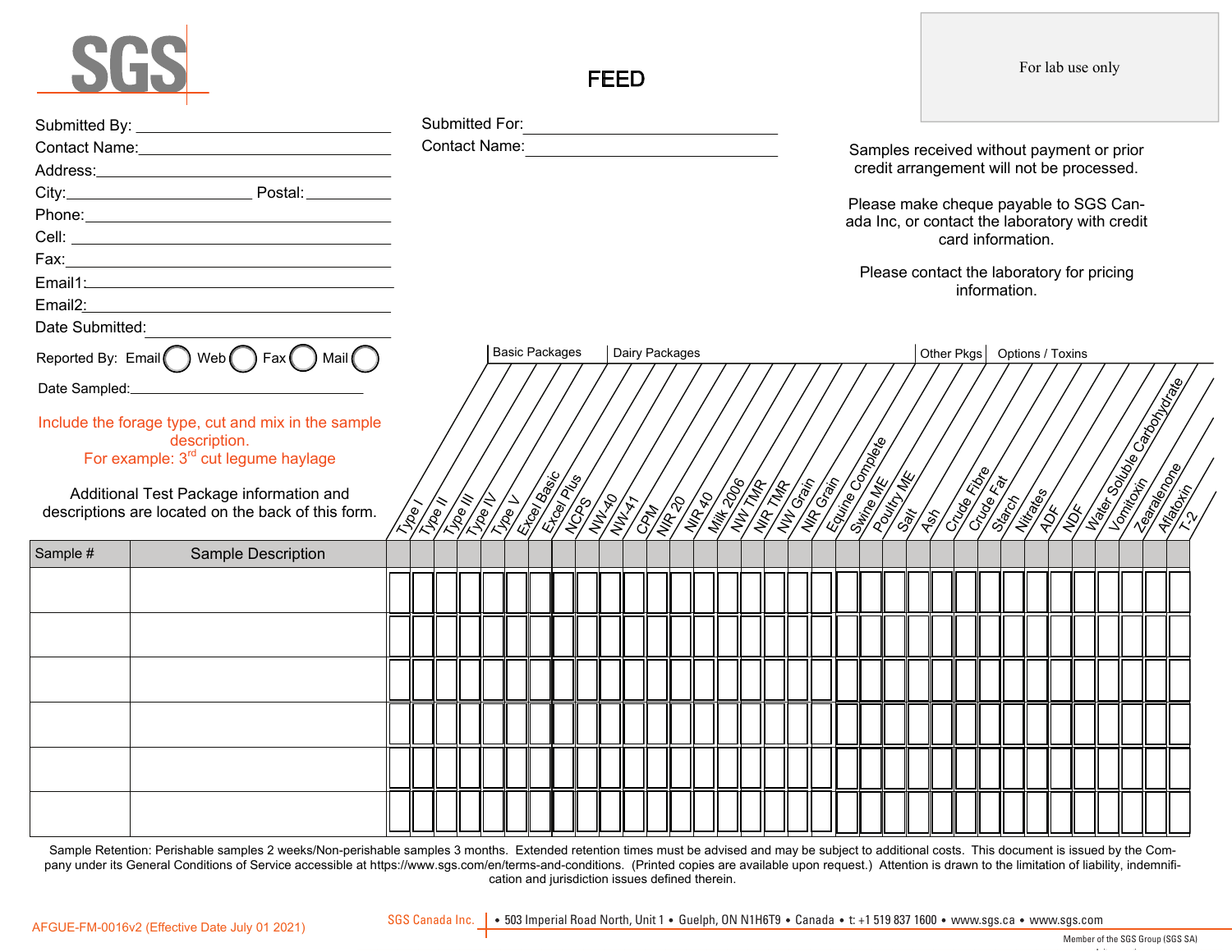SGS

# FEED

For lab use only

Submitted By: ______________________________

Contact Name: ______________________________

Address: ______________________________

City: ____________________ Postal: __________

Phone: ______________________________

Cell: ______________________________

Fax: ______________________________

Email1: ______________________________

Email2: ______________________________

Date Submitted: ______________________________

Reported By: Email ◯ Web ◯ Fax ◯ Mail ◯

Date Sampled: ______________________________

Submitted For: ______________________________

Contact Name: ______________________________

Samples received without payment or prior credit arrangement will not be processed.

Please make cheque payable to SGS Canada Inc, or contact the laboratory with credit card information.

Please contact the laboratory for pricing information.

Include the forage type, cut and mix in the sample description.
For example: 3rd cut legume haylage

Additional Test Package information and descriptions are located on the back of this form.

| Sample # | Sample Description | Basic Packages: Type I | Type II | Type III | Type IV | Type V | Excel Basic | Excel Plus | Dairy Packages: NCPS | NW-40 | NW-41 | CPM | NIR 20 | NIR 40 | Milk 2006 | NW TMR | NIR TMR | NW Grain | NIR Grain | Equine Complete | Swine ME | Poultry ME | Other Pkgs: Salt | Options / Toxins: Ash | Crude Fibre | Crude Fat | Starch | Nitrates | ADF | NDF | Water Soluble Carbohydrate | Vomitoxin | Zearalenone | Aflatoxin | T-2 |
|---|---|---|---|---|---|---|---|---|---|---|---|---|---|---|---|---|---|---|---|---|---|---|---|---|---|---|---|---|---|---|---|---|---|---|---|
| | | | | | | | | | | | | | | | | | | | | | | | | | | | | | | | | | | | |
| | | | | | | | | | | | | | | | | | | | | | | | | | | | | | | | | | | | |
| | | | | | | | | | | | | | | | | | | | | | | | | | | | | | | | | | | | |
| | | | | | | | | | | | | | | | | | | | | | | | | | | | | | | | | | | | |
| | | | | | | | | | | | | | | | | | | | | | | | | | | | | | | | | | | | |
| | | | | | | | | | | | | | | | | | | | | | | | | | | | | | | | | | | | |

Sample Retention: Perishable samples 2 weeks/Non-perishable samples 3 months. Extended retention times must be advised and may be subject to additional costs. This document is issued by the Company under its General Conditions of Service accessible at https://www.sgs.com/en/terms-and-conditions. (Printed copies are available upon request.) Attention is drawn to the limitation of liability, indemnification and jurisdiction issues defined therein.

AFGUE-FM-0016v2 (Effective Date July 01 2021)

SGS Canada Inc. | • 503 Imperial Road North, Unit 1 • Guelph, ON N1H6T9 • Canada • t: +1 519 837 1600 • www.sgs.ca • www.sgs.com

Member of the SGS Group (SGS SA)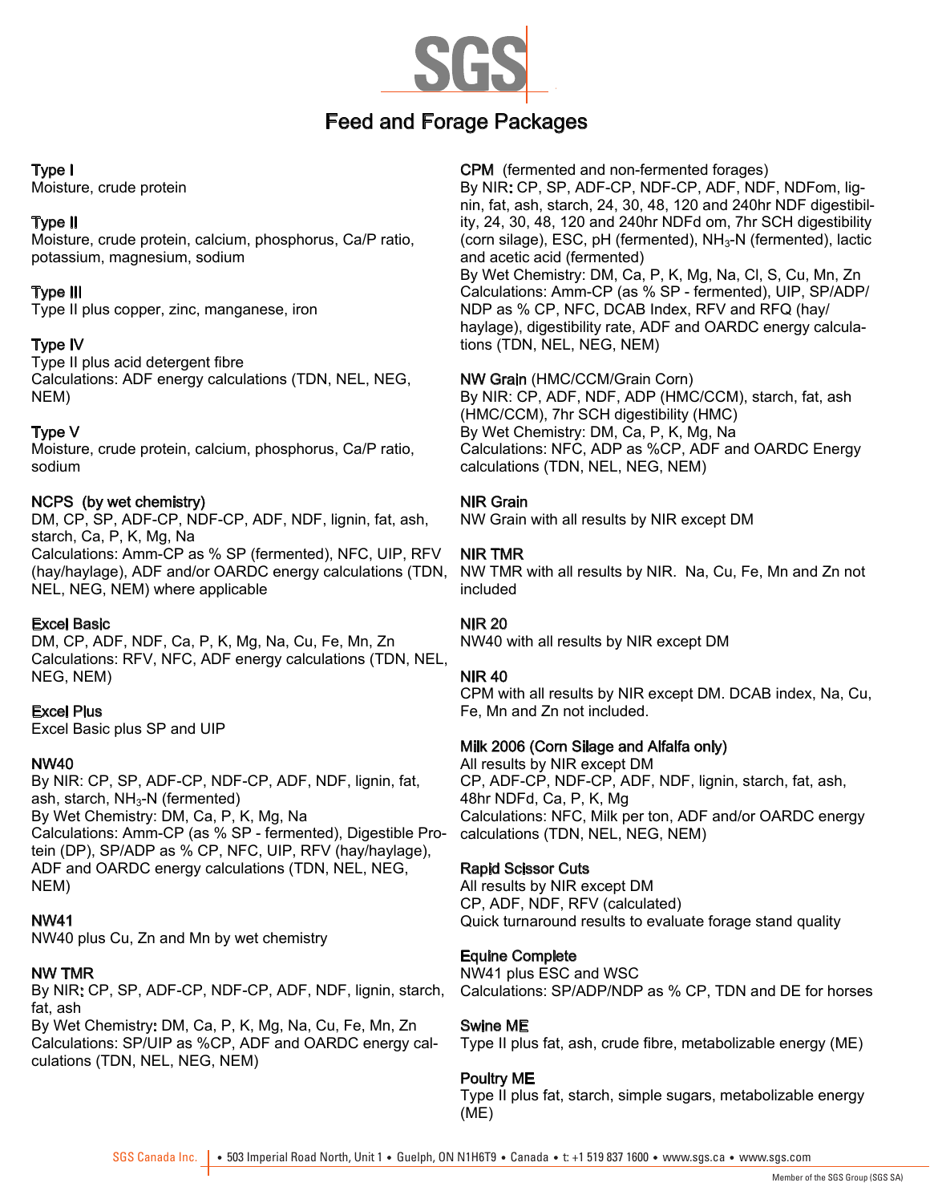# SGS

## Feed and Forage Packages

### Type I
Moisture, crude protein

### Type II
Moisture, crude protein, calcium, phosphorus, Ca/P ratio, potassium, magnesium, sodium

### Type III
Type II plus copper, zinc, manganese, iron

### Type IV
Type II plus acid detergent fibre
Calculations: ADF energy calculations (TDN, NEL, NEG, NEM)

### Type V
Moisture, crude protein, calcium, phosphorus, Ca/P ratio, sodium

### NCPS (by wet chemistry)
DM, CP, SP, ADF-CP, NDF-CP, ADF, NDF, lignin, fat, ash, starch, Ca, P, K, Mg, Na
Calculations: Amm-CP as % SP (fermented), NFC, UIP, RFV (hay/haylage), ADF and/or OARDC energy calculations (TDN, NEL, NEG, NEM) where applicable

### Excel Basic
DM, CP, ADF, NDF, Ca, P, K, Mg, Na, Cu, Fe, Mn, Zn
Calculations: RFV, NFC, ADF energy calculations (TDN, NEL, NEG, NEM)

### Excel Plus
Excel Basic plus SP and UIP

### NW40
By NIR: CP, SP, ADF-CP, NDF-CP, ADF, NDF, lignin, fat, ash, starch, $NH_3$-N (fermented)
By Wet Chemistry: DM, Ca, P, K, Mg, Na
Calculations: Amm-CP (as % SP - fermented), Digestible Protein (DP), SP/ADP as % CP, NFC, UIP, RFV (hay/haylage), ADF and OARDC energy calculations (TDN, NEL, NEG, NEM)

### NW41
NW40 plus Cu, Zn and Mn by wet chemistry

### NW TMR
By NIR: CP, SP, ADF-CP, NDF-CP, ADF, NDF, lignin, starch, fat, ash
By Wet Chemistry: DM, Ca, P, K, Mg, Na, Cu, Fe, Mn, Zn
Calculations: SP/UIP as %CP, ADF and OARDC energy calculations (TDN, NEL, NEG, NEM)

### CPM (fermented and non-fermented forages)
By NIR: CP, SP, ADF-CP, NDF-CP, ADF, NDF, NDFom, lignin, fat, ash, starch, 24, 30, 48, 120 and 240hr NDF digestibility, 24, 30, 48, 120 and 240hr NDFd om, 7hr SCH digestibility (corn silage), ESC, pH (fermented), $NH_3$-N (fermented), lactic and acetic acid (fermented)
By Wet Chemistry: DM, Ca, P, K, Mg, Na, Cl, S, Cu, Mn, Zn
Calculations: Amm-CP (as % SP - fermented), UIP, SP/ADP/NDP as % CP, NFC, DCAB Index, RFV and RFQ (hay/haylage), digestibility rate, ADF and OARDC energy calculations (TDN, NEL, NEG, NEM)

### NW Grain (HMC/CCM/Grain Corn)
By NIR: CP, ADF, NDF, ADP (HMC/CCM), starch, fat, ash (HMC/CCM), 7hr SCH digestibility (HMC)
By Wet Chemistry: DM, Ca, P, K, Mg, Na
Calculations: NFC, ADP as %CP, ADF and OARDC Energy calculations (TDN, NEL, NEG, NEM)

### NIR Grain
NW Grain with all results by NIR except DM

### NIR TMR
NW TMR with all results by NIR. Na, Cu, Fe, Mn and Zn not included

### NIR 20
NW40 with all results by NIR except DM

### NIR 40
CPM with all results by NIR except DM. DCAB index, Na, Cu, Fe, Mn and Zn not included.

### Milk 2006 (Corn Silage and Alfalfa only)
All results by NIR except DM
CP, ADF-CP, NDF-CP, ADF, NDF, lignin, starch, fat, ash, 48hr NDFd, Ca, P, K, Mg
Calculations: NFC, Milk per ton, ADF and/or OARDC energy calculations (TDN, NEL, NEG, NEM)

### Rapid Scissor Cuts
All results by NIR except DM
CP, ADF, NDF, RFV (calculated)
Quick turnaround results to evaluate forage stand quality

### Equine Complete
NW41 plus ESC and WSC
Calculations: SP/ADP/NDP as % CP, TDN and DE for horses

### Swine ME
Type II plus fat, ash, crude fibre, metabolizable energy (ME)

### Poultry ME
Type II plus fat, starch, simple sugars, metabolizable energy (ME)

SGS Canada Inc. • 503 Imperial Road North, Unit 1 • Guelph, ON N1H6T9 • Canada • t: +1 519 837 1600 • www.sgs.ca • www.sgs.com

Member of the SGS Group (SGS SA)